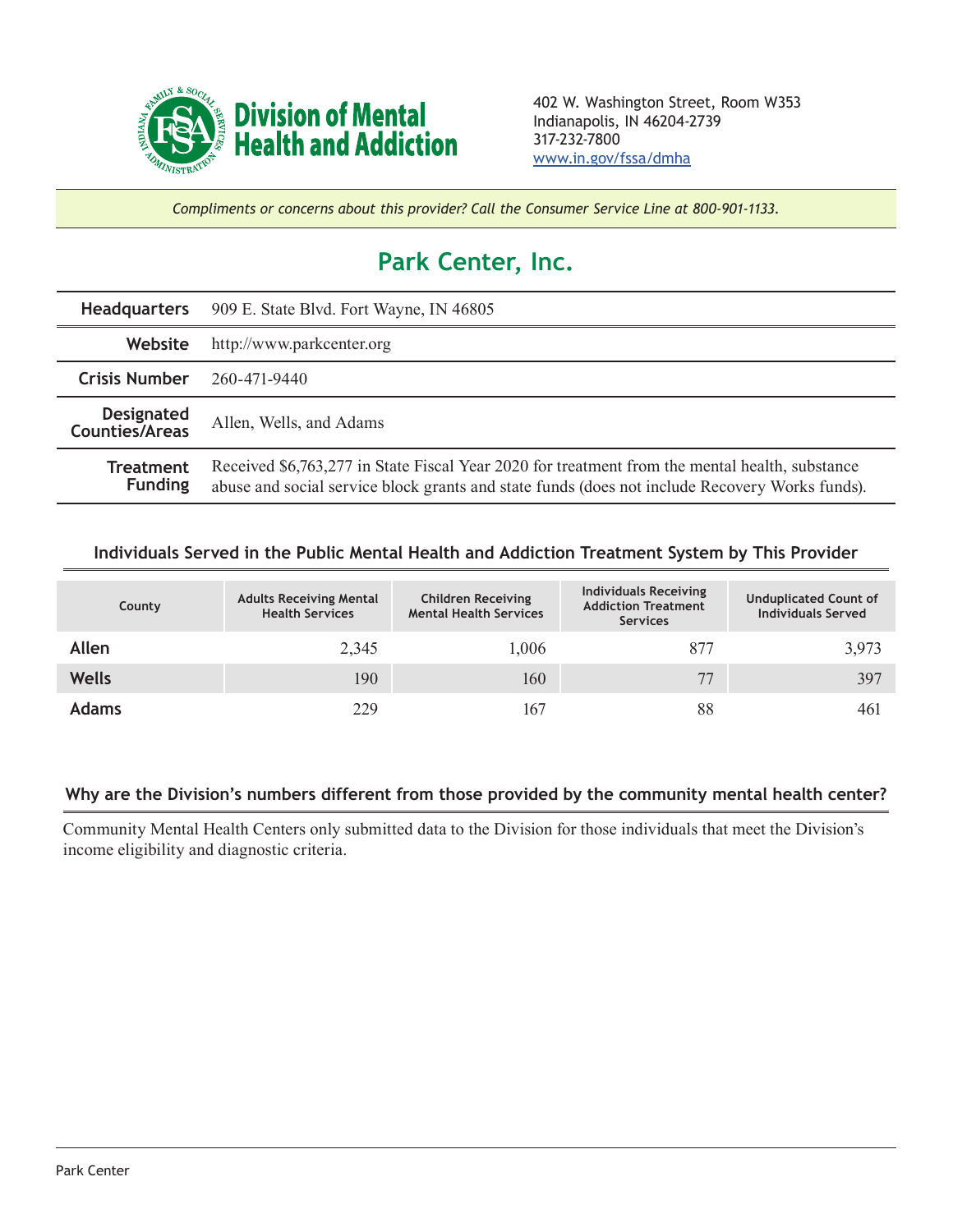**Division of Mental Health and Addiction**

402 W. Washington Street, Room W353
Indianapolis, IN 46204-2739
317-232-7800
www.in.gov/fssa/dmha

*Compliments or concerns about this provider? Call the Consumer Service Line at 800-901-1133.*

# Park Center, Inc.

| | |
|---|---|
| **Headquarters** | 909 E. State Blvd. Fort Wayne, IN 46805 |
| **Website** | http://www.parkcenter.org |
| **Crisis Number** | 260-471-9440 |
| **Designated Counties/Areas** | Allen, Wells, and Adams |
| **Treatment Funding** | Received $6,763,277 in State Fiscal Year 2020 for treatment from the mental health, substance abuse and social service block grants and state funds (does not include Recovery Works funds). |

### Individuals Served in the Public Mental Health and Addiction Treatment System by This Provider

| County | Adults Receiving Mental Health Services | Children Receiving Mental Health Services | Individuals Receiving Addiction Treatment Services | Unduplicated Count of Individuals Served |
|---|---|---|---|---|
| **Allen** | 2,345 | 1,006 | 877 | 3,973 |
| **Wells** | 190 | 160 | 77 | 397 |
| **Adams** | 229 | 167 | 88 | 461 |

### Why are the Division's numbers different from those provided by the community mental health center?

Community Mental Health Centers only submitted data to the Division for those individuals that meet the Division's income eligibility and diagnostic criteria.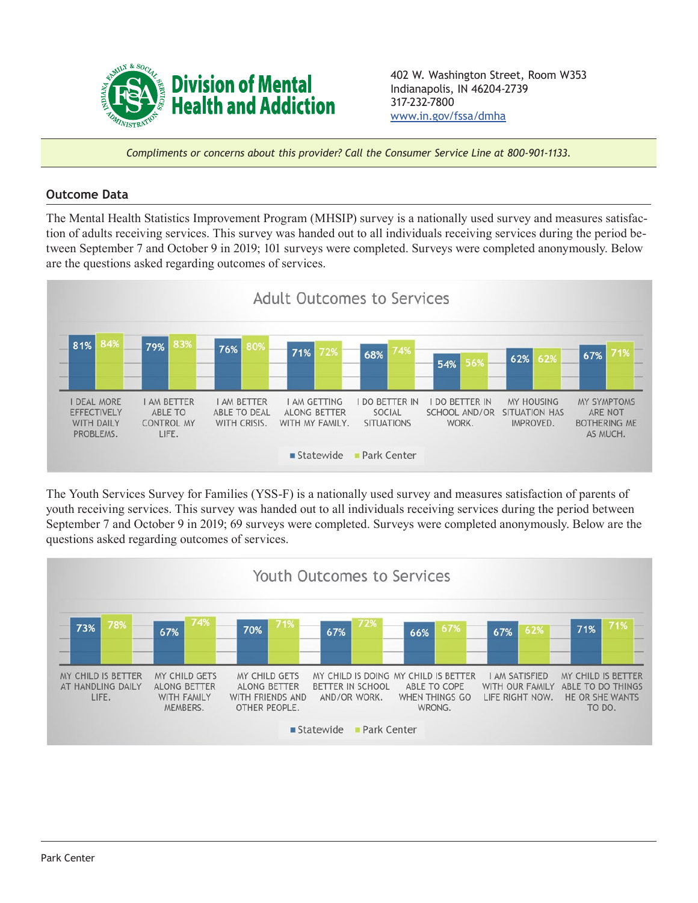Division of Mental Health and Addiction

402 W. Washington Street, Room W353
Indianapolis, IN 46204-2739
317-232-7800
www.in.gov/fssa/dmha

*Compliments or concerns about this provider? Call the Consumer Service Line at 800-901-1133.*

## Outcome Data

The Mental Health Statistics Improvement Program (MHSIP) survey is a nationally used survey and measures satisfaction of adults receiving services. This survey was handed out to all individuals receiving services during the period between September 7 and October 9 in 2019; 101 surveys were completed. Surveys were completed anonymously. Below are the questions asked regarding outcomes of services.

Adult Outcomes to Services

I DEAL MORE EFFECTIVELY WITH DAILY PROBLEMS. 81% 84%
I AM BETTER ABLE TO CONTROL MY LIFE. 79% 83%
I AM BETTER ABLE TO DEAL WITH CRISIS. 76% 80%
I AM GETTING ALONG BETTER WITH MY FAMILY. 71% 72%
I DO BETTER IN SOCIAL SITUATIONS 68% 74%
I DO BETTER IN SCHOOL AND/OR WORK. 54% 56%
MY HOUSING SITUATION HAS IMPROVED. 62% 62%
MY SYMPTOMS ARE NOT BOTHERING ME AS MUCH. 67% 71%

Statewide Park Center

The Youth Services Survey for Families (YSS-F) is a nationally used survey and measures satisfaction of parents of youth receiving services. This survey was handed out to all individuals receiving services during the period between September 7 and October 9 in 2019; 69 surveys were completed. Surveys were completed anonymously. Below are the questions asked regarding outcomes of services.

Youth Outcomes to Services

MY CHILD IS BETTER AT HANDLING DAILY LIFE. 73% 78%
MY CHILD GETS ALONG BETTER WITH FAMILY MEMBERS. 67% 74%
MY CHILD GETS ALONG BETTER WITH FRIENDS AND OTHER PEOPLE. 70% 71%
MY CHILD IS DOING BETTER IN SCHOOL AND/OR WORK. 67% 72%
MY CHILD IS BETTER ABLE TO COPE WHEN THINGS GO WRONG. 66% 67%
I AM SATISFIED WITH OUR FAMILY LIFE RIGHT NOW. 67% 62%
MY CHILD IS BETTER ABLE TO DO THINGS HE OR SHE WANTS TO DO. 71% 71%

Statewide Park Center

Park Center